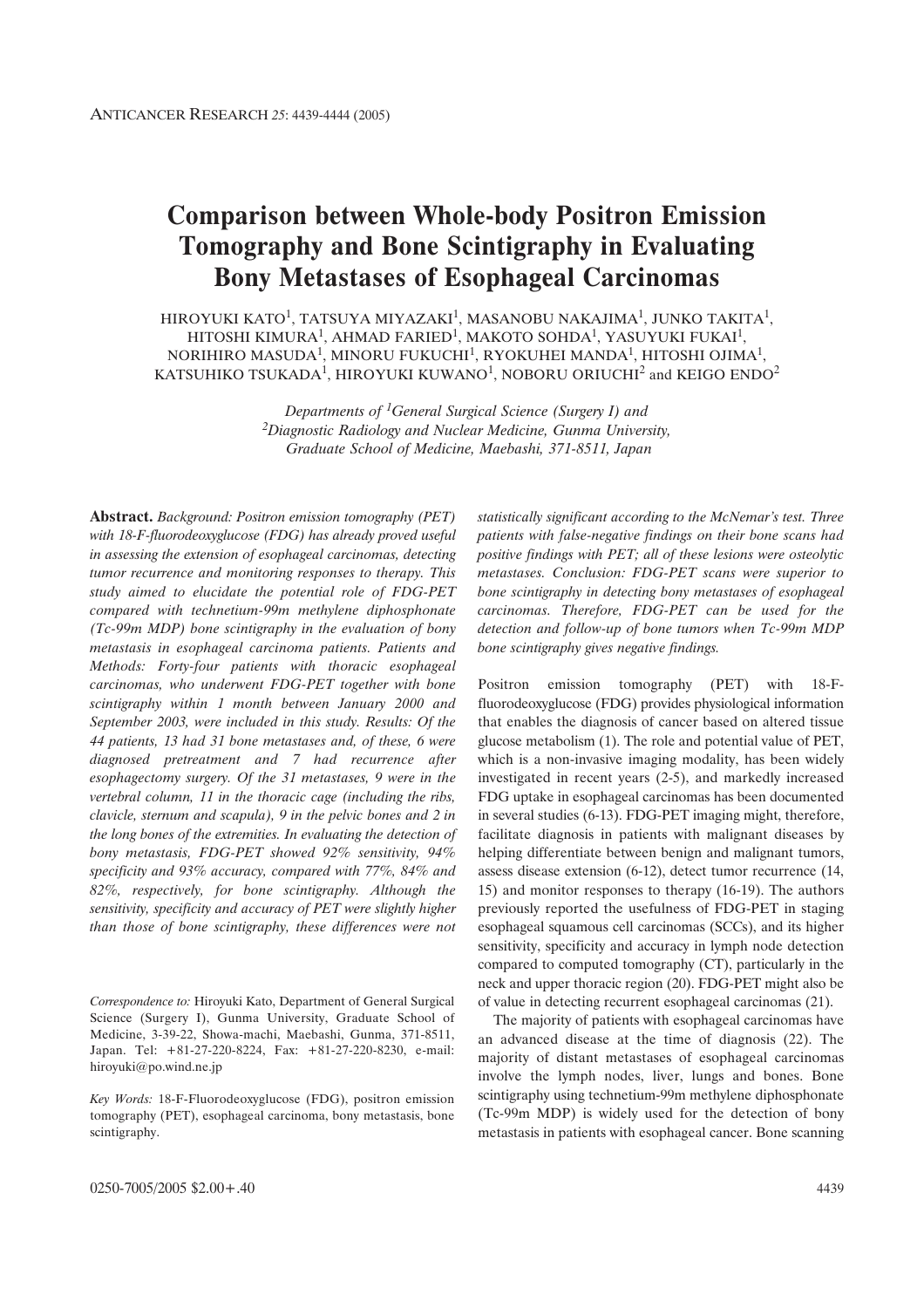# Comparison between Whole-body Positron Emission Tomography and Bone Scintigraphy in Evaluating Bony Metastases of Esophageal Carcinomas

HIROYUKI KATO[1], TATSUYA MIYAZAKI[1], MASANOBU NAKAJIMA[1], JUNKO TAKITA[1], HITOSHI KIMURA[1], AHMAD FARIED[1], MAKOTO SOHDA[1], YASUYUKI FUKAI[1], NORIHIRO MASUDA[1], MINORU FUKUCHI[1], RYOKUHEI MANDA[1], HITOSHI OJIMA[1], KATSUHIKO TSUKADA[1], HIROYUKI KUWANO[1], NOBORU ORIUCHI[2] and KEIGO ENDO[2]

*Departments of [1]General Surgical Science (Surgery I) and [2]Diagnostic Radiology and Nuclear Medicine, Gunma University, Graduate School of Medicine, Maebashi, 371-8511, Japan*

**Abstract.** *Background: Positron emission tomography (PET) with 18-F-fluorodeoxyglucose (FDG) has already proved useful in assessing the extension of esophageal carcinomas, detecting tumor recurrence and monitoring responses to therapy. This study aimed to elucidate the potential role of FDG-PET compared with technetium-99m methylene diphosphonate (Tc-99m MDP) bone scintigraphy in the evaluation of bony metastasis in esophageal carcinoma patients. Patients and Methods: Forty-four patients with thoracic esophageal carcinomas, who underwent FDG-PET together with bone scintigraphy within 1 month between January 2000 and September 2003, were included in this study. Results: Of the 44 patients, 13 had 31 bone metastases and, of these, 6 were diagnosed pretreatment and 7 had recurrence after esophagectomy surgery. Of the 31 metastases, 9 were in the vertebral column, 11 in the thoracic cage (including the ribs, clavicle, sternum and scapula), 9 in the pelvic bones and 2 in the long bones of the extremities. In evaluating the detection of bony metastasis, FDG-PET showed 92% sensitivity, 94% specificity and 93% accuracy, compared with 77%, 84% and 82%, respectively, for bone scintigraphy. Although the sensitivity, specificity and accuracy of PET were slightly higher than those of bone scintigraphy, these differences were not statistically significant according to the McNemar's test. Three patients with false-negative findings on their bone scans had positive findings with PET; all of these lesions were osteolytic metastases. Conclusion: FDG-PET scans were superior to bone scintigraphy in detecting bony metastases of esophageal carcinomas. Therefore, FDG-PET can be used for the detection and follow-up of bone tumors when Tc-99m MDP bone scintigraphy gives negative findings.*

*Correspondence to:* Hiroyuki Kato, Department of General Surgical Science (Surgery I), Gunma University, Graduate School of Medicine, 3-39-22, Showa-machi, Maebashi, Gunma, 371-8511, Japan. Tel: +81-27-220-8224, Fax: +81-27-220-8230, e-mail: hiroyuki@po.wind.ne.jp

*Key Words:* 18-F-Fluorodeoxyglucose (FDG), positron emission tomography (PET), esophageal carcinoma, bony metastasis, bone scintigraphy.

Positron emission tomography (PET) with 18-F-fluorodeoxyglucose (FDG) provides physiological information that enables the diagnosis of cancer based on altered tissue glucose metabolism (1). The role and potential value of PET, which is a non-invasive imaging modality, has been widely investigated in recent years (2-5), and markedly increased FDG uptake in esophageal carcinomas has been documented in several studies (6-13). FDG-PET imaging might, therefore, facilitate diagnosis in patients with malignant diseases by helping differentiate between benign and malignant tumors, assess disease extension (6-12), detect tumor recurrence (14, 15) and monitor responses to therapy (16-19). The authors previously reported the usefulness of FDG-PET in staging esophageal squamous cell carcinomas (SCCs), and its higher sensitivity, specificity and accuracy in lymph node detection compared to computed tomography (CT), particularly in the neck and upper thoracic region (20). FDG-PET might also be of value in detecting recurrent esophageal carcinomas (21).

The majority of patients with esophageal carcinomas have an advanced disease at the time of diagnosis (22). The majority of distant metastases of esophageal carcinomas involve the lymph nodes, liver, lungs and bones. Bone scintigraphy using technetium-99m methylene diphosphonate (Tc-99m MDP) is widely used for the detection of bony metastasis in patients with esophageal cancer. Bone scanning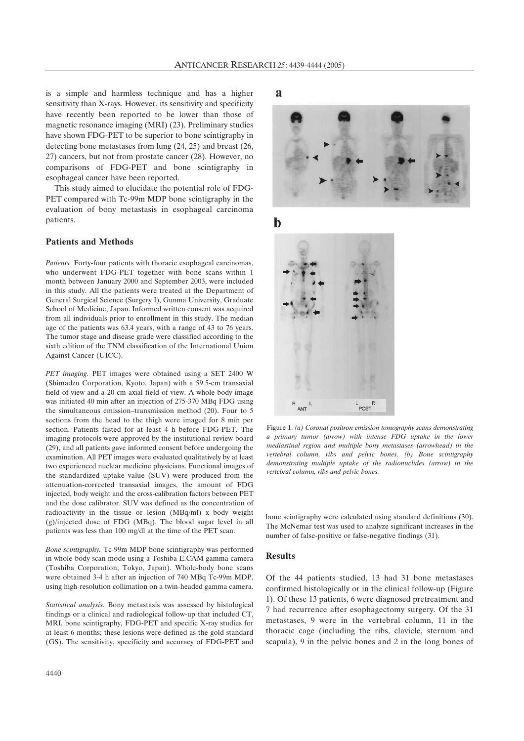is a simple and harmless technique and has a higher sensitivity than X-rays. However, its sensitivity and specificity have recently been reported to be lower than those of magnetic resonance imaging (MRI) (23). Preliminary studies have shown FDG-PET to be superior to bone scintigraphy in detecting bone metastases from lung (24, 25) and breast (26, 27) cancers, but not from prostate cancer (28). However, no comparisons of FDG-PET and bone scintigraphy in esophageal cancer have been reported.

This study aimed to elucidate the potential role of FDG-PET compared with Tc-99m MDP bone scintigraphy in the evaluation of bony metastasis in esophageal carcinoma patients.

## Patients and Methods

*Patients.* Forty-four patients with thoracic esophageal carcinomas, who underwent FDG-PET together with bone scans within 1 month between January 2000 and September 2003, were included in this study. All the patients were treated at the Department of General Surgical Science (Surgery I), Gunma University, Graduate School of Medicine, Japan. Informed written consent was acquired from all individuals prior to enrollment in this study. The median age of the patients was 63.4 years, with a range of 43 to 76 years. The tumor stage and disease grade were classified according to the sixth edition of the TNM classification of the International Union Against Cancer (UICC).

*PET imaging.* PET images were obtained using a SET 2400 W (Shimadzu Corporation, Kyoto, Japan) with a 59.5-cm transaxial field of view and a 20-cm axial field of view. A whole-body image was initiated 40 min after an injection of 275-370 MBq FDG using the simultaneous emission–transmission method (20). Four to 5 sections from the head to the thigh were imaged for 8 min per section. Patients fasted for at least 4 h before FDG-PET. The imaging protocols were approved by the institutional review board (29), and all patients gave informed consent before undergoing the examination. All PET images were evaluated qualitatively by at least two experienced nuclear medicine physicians. Functional images of the standardized uptake value (SUV) were produced from the attenuation-corrected transaxial images, the amount of FDG injected, body weight and the cross-calibration factors between PET and the dose calibrator. SUV was defined as the concentration of radioactivity in the tissue or lesion (MBq/ml) x body weight (g)/injected dose of FDG (MBq). The blood sugar level in all patients was less than 100 mg/dl at the time of the PET scan.

*Bone scintigraphy.* Tc-99m MDP bone scintigraphy was performed in whole-body scan mode using a Toshiba E.CAM gamma camera (Toshiba Corporation, Tokyo, Japan). Whole-body bone scans were obtained 3-4 h after an injection of 740 MBq Tc-99m MDP, using high-resolution collimation on a twin-headed gamma camera.

*Statistical analysis.* Bony metastasis was assessed by histological findings or a clinical and radiological follow-up that included CT, MRI, bone scintigraphy, FDG-PET and specific X-ray studies for at least 6 months; these lesions were defined as the gold standard (GS). The sensitivity, specificity and accuracy of FDG-PET and bone scintigraphy were calculated using standard definitions (30). The McNemar test was used to analyze significant increases in the number of false-positive or false-negative findings (31).

Figure 1. *(a) Coronal positron emission tomography scans demonstrating a primary tumor (arrow) with intense FDG uptake in the lower mediastinal region and multiple bony metastases (arrowhead) in the vertebral column, ribs and pelvic bones. (b) Bone scintigraphy demonstrating multiple uptake of the radionuclides (arrow) in the vertebral column, ribs and pelvic bones.*

## Results

Of the 44 patients studied, 13 had 31 bone metastases confirmed histologically or in the clinical follow-up (Figure 1). Of these 13 patients, 6 were diagnosed pretreatment and 7 had recurrence after esophagectomy surgery. Of the 31 metastases, 9 were in the vertebral column, 11 in the thoracic cage (including the ribs, clavicle, sternum and scapula), 9 in the pelvic bones and 2 in the long bones of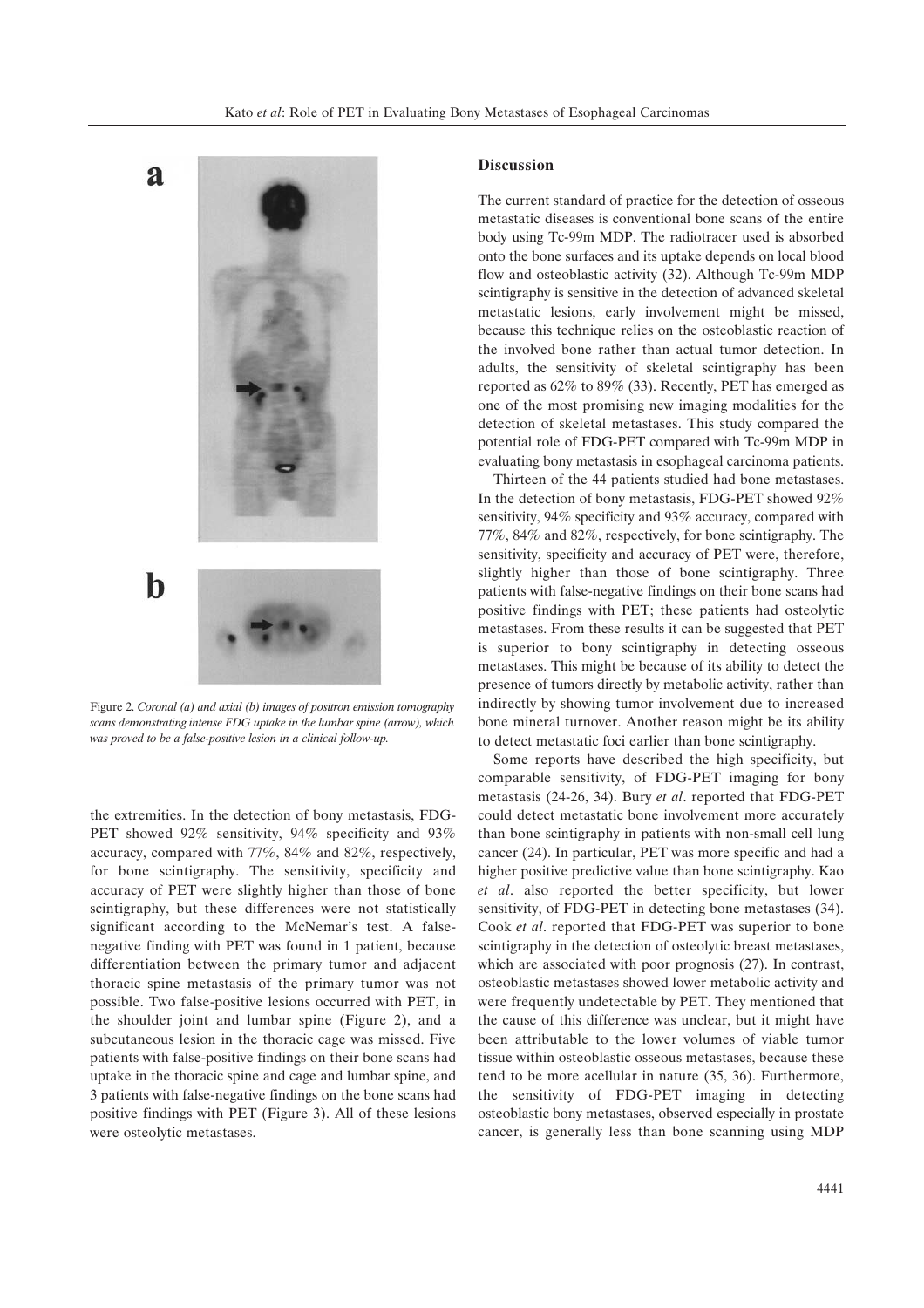Figure 2. *Coronal (a) and axial (b) images of positron emission tomography scans demonstrating intense FDG uptake in the lumbar spine (arrow), which was proved to be a false-positive lesion in a clinical follow-up.*

the extremities. In the detection of bony metastasis, FDG-PET showed 92% sensitivity, 94% specificity and 93% accuracy, compared with 77%, 84% and 82%, respectively, for bone scintigraphy. The sensitivity, specificity and accuracy of PET were slightly higher than those of bone scintigraphy, but these differences were not statistically significant according to the McNemar's test. A false-negative finding with PET was found in 1 patient, because differentiation between the primary tumor and adjacent thoracic spine metastasis of the primary tumor was not possible. Two false-positive lesions occurred with PET, in the shoulder joint and lumbar spine (Figure 2), and a subcutaneous lesion in the thoracic cage was missed. Five patients with false-positive findings on their bone scans had uptake in the thoracic spine and cage and lumbar spine, and 3 patients with false-negative findings on the bone scans had positive findings with PET (Figure 3). All of these lesions were osteolytic metastases.

## Discussion

The current standard of practice for the detection of osseous metastatic diseases is conventional bone scans of the entire body using Tc-99m MDP. The radiotracer used is absorbed onto the bone surfaces and its uptake depends on local blood flow and osteoblastic activity (32). Although Tc-99m MDP scintigraphy is sensitive in the detection of advanced skeletal metastatic lesions, early involvement might be missed, because this technique relies on the osteoblastic reaction of the involved bone rather than actual tumor detection. In adults, the sensitivity of skeletal scintigraphy has been reported as 62% to 89% (33). Recently, PET has emerged as one of the most promising new imaging modalities for the detection of skeletal metastases. This study compared the potential role of FDG-PET compared with Tc-99m MDP in evaluating bony metastasis in esophageal carcinoma patients.

Thirteen of the 44 patients studied had bone metastases. In the detection of bony metastasis, FDG-PET showed 92% sensitivity, 94% specificity and 93% accuracy, compared with 77%, 84% and 82%, respectively, for bone scintigraphy. The sensitivity, specificity and accuracy of PET were, therefore, slightly higher than those of bone scintigraphy. Three patients with false-negative findings on their bone scans had positive findings with PET; these patients had osteolytic metastases. From these results it can be suggested that PET is superior to bony scintigraphy in detecting osseous metastases. This might be because of its ability to detect the presence of tumors directly by metabolic activity, rather than indirectly by showing tumor involvement due to increased bone mineral turnover. Another reason might be its ability to detect metastatic foci earlier than bone scintigraphy.

Some reports have described the high specificity, but comparable sensitivity, of FDG-PET imaging for bony metastasis (24-26, 34). Bury *et al*. reported that FDG-PET could detect metastatic bone involvement more accurately than bone scintigraphy in patients with non-small cell lung cancer (24). In particular, PET was more specific and had a higher positive predictive value than bone scintigraphy. Kao *et al*. also reported the better specificity, but lower sensitivity, of FDG-PET in detecting bone metastases (34). Cook *et al*. reported that FDG-PET was superior to bone scintigraphy in the detection of osteolytic breast metastases, which are associated with poor prognosis (27). In contrast, osteoblastic metastases showed lower metabolic activity and were frequently undetectable by PET. They mentioned that the cause of this difference was unclear, but it might have been attributable to the lower volumes of viable tumor tissue within osteoblastic osseous metastases, because these tend to be more acellular in nature (35, 36). Furthermore, the sensitivity of FDG-PET imaging in detecting osteoblastic bony metastases, observed especially in prostate cancer, is generally less than bone scanning using MDP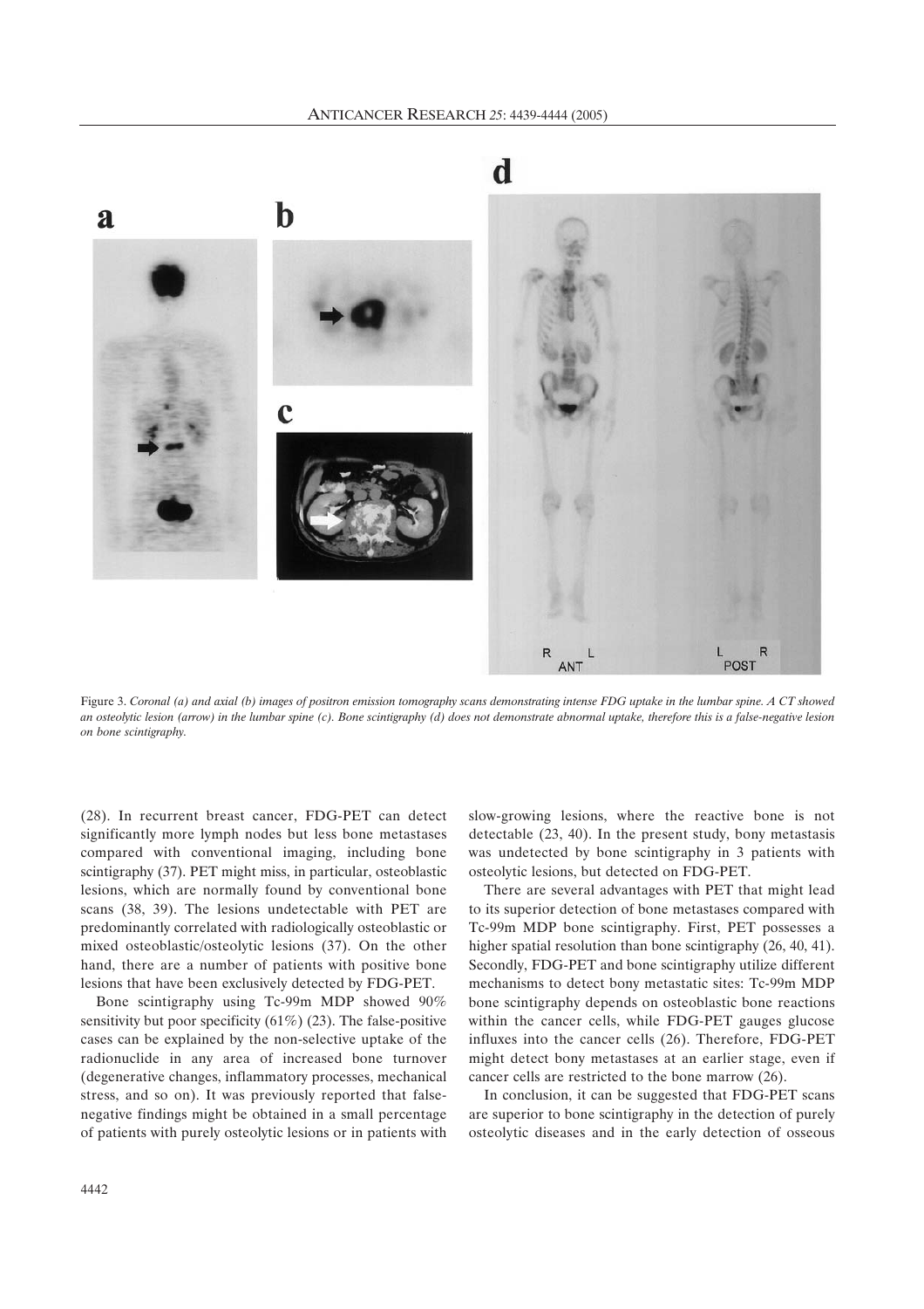Figure 3. *Coronal (a) and axial (b) images of positron emission tomography scans demonstrating intense FDG uptake in the lumbar spine. A CT showed an osteolytic lesion (arrow) in the lumbar spine (c). Bone scintigraphy (d) does not demonstrate abnormal uptake, therefore this is a false-negative lesion on bone scintigraphy.*

(28). In recurrent breast cancer, FDG-PET can detect significantly more lymph nodes but less bone metastases compared with conventional imaging, including bone scintigraphy (37). PET might miss, in particular, osteoblastic lesions, which are normally found by conventional bone scans (38, 39). The lesions undetectable with PET are predominantly correlated with radiologically osteoblastic or mixed osteoblastic/osteolytic lesions (37). On the other hand, there are a number of patients with positive bone lesions that have been exclusively detected by FDG-PET.

Bone scintigraphy using Tc-99m MDP showed 90% sensitivity but poor specificity (61%) (23). The false-positive cases can be explained by the non-selective uptake of the radionuclide in any area of increased bone turnover (degenerative changes, inflammatory processes, mechanical stress, and so on). It was previously reported that false-negative findings might be obtained in a small percentage of patients with purely osteolytic lesions or in patients with slow-growing lesions, where the reactive bone is not detectable (23, 40). In the present study, bony metastasis was undetected by bone scintigraphy in 3 patients with osteolytic lesions, but detected on FDG-PET.

There are several advantages with PET that might lead to its superior detection of bone metastases compared with Tc-99m MDP bone scintigraphy. First, PET possesses a higher spatial resolution than bone scintigraphy (26, 40, 41). Secondly, FDG-PET and bone scintigraphy utilize different mechanisms to detect bony metastatic sites: Tc-99m MDP bone scintigraphy depends on osteoblastic bone reactions within the cancer cells, while FDG-PET gauges glucose influxes into the cancer cells (26). Therefore, FDG-PET might detect bony metastases at an earlier stage, even if cancer cells are restricted to the bone marrow (26).

In conclusion, it can be suggested that FDG-PET scans are superior to bone scintigraphy in the detection of purely osteolytic diseases and in the early detection of osseous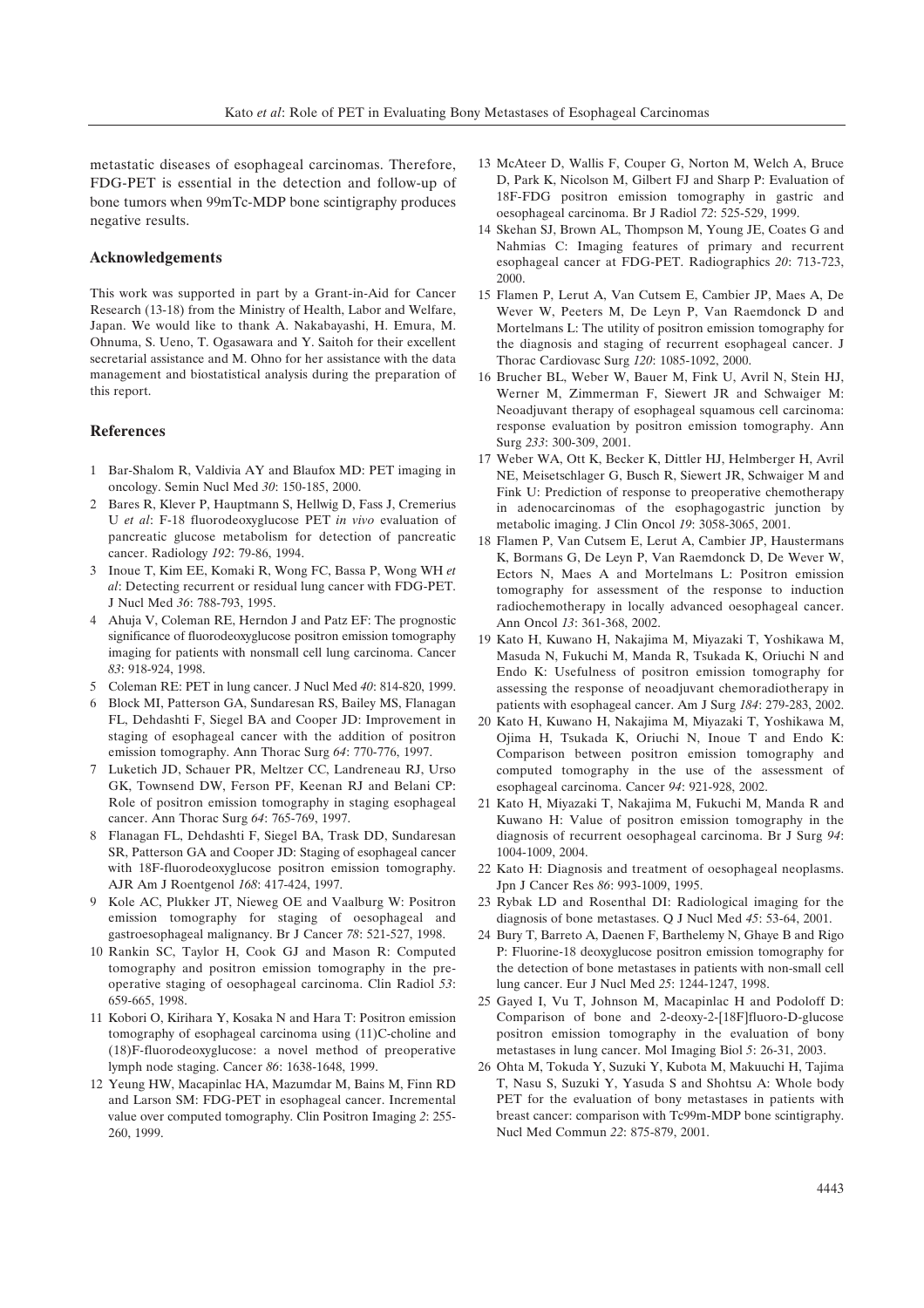metastatic diseases of esophageal carcinomas. Therefore, FDG-PET is essential in the detection and follow-up of bone tumors when 99mTc-MDP bone scintigraphy produces negative results.

## Acknowledgements

This work was supported in part by a Grant-in-Aid for Cancer Research (13-18) from the Ministry of Health, Labor and Welfare, Japan. We would like to thank A. Nakabayashi, H. Emura, M. Ohnuma, S. Ueno, T. Ogasawara and Y. Saitoh for their excellent secretarial assistance and M. Ohno for her assistance with the data management and biostatistical analysis during the preparation of this report.

## References

1. Bar-Shalom R, Valdivia AY and Blaufox MD: PET imaging in oncology. Semin Nucl Med *30*: 150-185, 2000.
2. Bares R, Klever P, Hauptmann S, Hellwig D, Fass J, Cremerius U *et al*: F-18 fluorodeoxyglucose PET *in vivo* evaluation of pancreatic glucose metabolism for detection of pancreatic cancer. Radiology *192*: 79-86, 1994.
3. Inoue T, Kim EE, Komaki R, Wong FC, Bassa P, Wong WH *et al*: Detecting recurrent or residual lung cancer with FDG-PET. J Nucl Med *36*: 788-793, 1995.
4. Ahuja V, Coleman RE, Herndon J and Patz EF: The prognostic significance of fluorodeoxyglucose positron emission tomography imaging for patients with nonsmall cell lung carcinoma. Cancer *83*: 918-924, 1998.
5. Coleman RE: PET in lung cancer. J Nucl Med *40*: 814-820, 1999.
6. Block MI, Patterson GA, Sundaresan RS, Bailey MS, Flanagan FL, Dehdashti F, Siegel BA and Cooper JD: Improvement in staging of esophageal cancer with the addition of positron emission tomography. Ann Thorac Surg *64*: 770-776, 1997.
7. Luketich JD, Schauer PR, Meltzer CC, Landreneau RJ, Urso GK, Townsend DW, Ferson PF, Keenan RJ and Belani CP: Role of positron emission tomography in staging esophageal cancer. Ann Thorac Surg *64*: 765-769, 1997.
8. Flanagan FL, Dehdashti F, Siegel BA, Trask DD, Sundaresan SR, Patterson GA and Cooper JD: Staging of esophageal cancer with 18F-fluorodeoxyglucose positron emission tomography. AJR Am J Roentgenol *168*: 417-424, 1997.
9. Kole AC, Plukker JT, Nieweg OE and Vaalburg W: Positron emission tomography for staging of oesophageal and gastroesophageal malignancy. Br J Cancer *78*: 521-527, 1998.
10. Rankin SC, Taylor H, Cook GJ and Mason R: Computed tomography and positron emission tomography in the pre-operative staging of oesophageal carcinoma. Clin Radiol *53*: 659-665, 1998.
11. Kobori O, Kirihara Y, Kosaka N and Hara T: Positron emission tomography of esophageal carcinoma using (11)C-choline and (18)F-fluorodeoxyglucose: a novel method of preoperative lymph node staging. Cancer *86*: 1638-1648, 1999.
12. Yeung HW, Macapinlac HA, Mazumdar M, Bains M, Finn RD and Larson SM: FDG-PET in esophageal cancer. Incremental value over computed tomography. Clin Positron Imaging *2*: 255-260, 1999.
13. McAteer D, Wallis F, Couper G, Norton M, Welch A, Bruce D, Park K, Nicolson M, Gilbert FJ and Sharp P: Evaluation of 18F-FDG positron emission tomography in gastric and oesophageal carcinoma. Br J Radiol *72*: 525-529, 1999.
14. Skehan SJ, Brown AL, Thompson M, Young JE, Coates G and Nahmias C: Imaging features of primary and recurrent esophageal cancer at FDG-PET. Radiographics *20*: 713-723, 2000.
15. Flamen P, Lerut A, Van Cutsem E, Cambier JP, Maes A, De Wever W, Peeters M, De Leyn P, Van Raemdonck D and Mortelmans L: The utility of positron emission tomography for the diagnosis and staging of recurrent esophageal cancer. J Thorac Cardiovasc Surg *120*: 1085-1092, 2000.
16. Brucher BL, Weber W, Bauer M, Fink U, Avril N, Stein HJ, Werner M, Zimmerman F, Siewert JR and Schwaiger M: Neoadjuvant therapy of esophageal squamous cell carcinoma: response evaluation by positron emission tomography. Ann Surg *233*: 300-309, 2001.
17. Weber WA, Ott K, Becker K, Dittler HJ, Helmberger H, Avril NE, Meisetschlager G, Busch R, Siewert JR, Schwaiger M and Fink U: Prediction of response to preoperative chemotherapy in adenocarcinomas of the esophagogastric junction by metabolic imaging. J Clin Oncol *19*: 3058-3065, 2001.
18. Flamen P, Van Cutsem E, Lerut A, Cambier JP, Haustermans K, Bormans G, De Leyn P, Van Raemdonck D, De Wever W, Ectors N, Maes A and Mortelmans L: Positron emission tomography for assessment of the response to induction radiochemotherapy in locally advanced oesophageal cancer. Ann Oncol *13*: 361-368, 2002.
19. Kato H, Kuwano H, Nakajima M, Miyazaki T, Yoshikawa M, Masuda N, Fukuchi M, Manda R, Tsukada K, Oriuchi N and Endo K: Usefulness of positron emission tomography for assessing the response of neoadjuvant chemoradiotherapy in patients with esophageal cancer. Am J Surg *184*: 279-283, 2002.
20. Kato H, Kuwano H, Nakajima M, Miyazaki T, Yoshikawa M, Ojima H, Tsukada K, Oriuchi N, Inoue T and Endo K: Comparison between positron emission tomography and computed tomography in the use of the assessment of esophageal carcinoma. Cancer *94*: 921-928, 2002.
21. Kato H, Miyazaki T, Nakajima M, Fukuchi M, Manda R and Kuwano H: Value of positron emission tomography in the diagnosis of recurrent oesophageal carcinoma. Br J Surg *94*: 1004-1009, 2004.
22. Kato H: Diagnosis and treatment of oesophageal neoplasms. Jpn J Cancer Res *86*: 993-1009, 1995.
23. Rybak LD and Rosenthal DI: Radiological imaging for the diagnosis of bone metastases. Q J Nucl Med *45*: 53-64, 2001.
24. Bury T, Barreto A, Daenen F, Barthelemy N, Ghaye B and Rigo P: Fluorine-18 deoxyglucose positron emission tomography for the detection of bone metastases in patients with non-small cell lung cancer. Eur J Nucl Med *25*: 1244-1247, 1998.
25. Gayed I, Vu T, Johnson M, Macapinlac H and Podoloff D: Comparison of bone and 2-deoxy-2-[18F]fluoro-D-glucose positron emission tomography in the evaluation of bony metastases in lung cancer. Mol Imaging Biol 5: 26-31, 2003.
26. Ohta M, Tokuda Y, Suzuki Y, Kubota M, Makuuchi H, Tajima T, Nasu S, Suzuki Y, Yasuda S and Shohtsu A: Whole body PET for the evaluation of bony metastases in patients with breast cancer: comparison with Tc99m-MDP bone scintigraphy. Nucl Med Commun *22*: 875-879, 2001.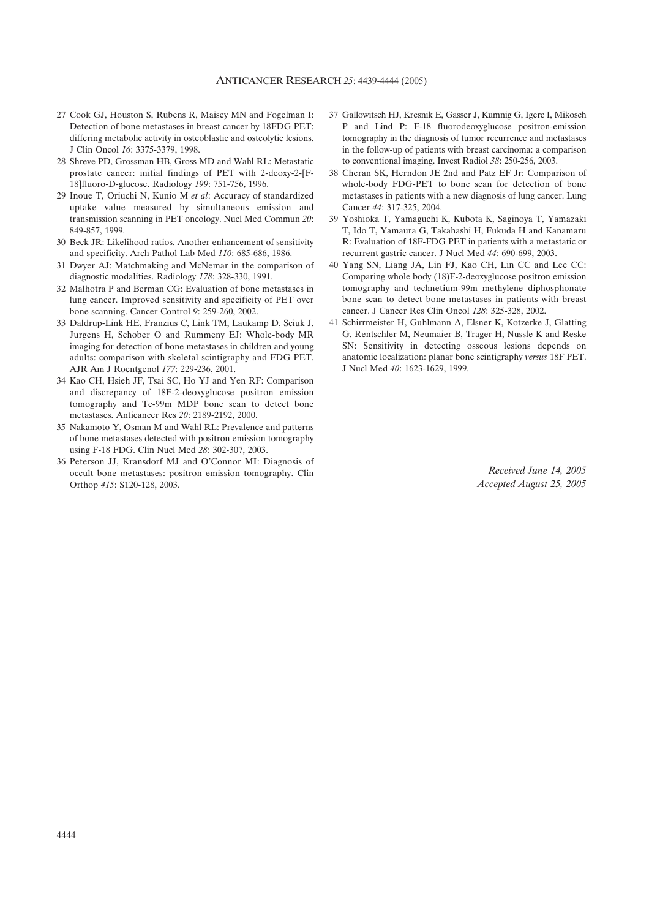27 Cook GJ, Houston S, Rubens R, Maisey MN and Fogelman I: Detection of bone metastases in breast cancer by 18FDG PET: differing metabolic activity in osteoblastic and osteolytic lesions. J Clin Oncol *16*: 3375-3379, 1998.

28 Shreve PD, Grossman HB, Gross MD and Wahl RL: Metastatic prostate cancer: initial findings of PET with 2-deoxy-2-[F-18]fluoro-D-glucose. Radiology *199*: 751-756, 1996.

29 Inoue T, Oriuchi N, Kunio M *et al*: Accuracy of standardized uptake value measured by simultaneous emission and transmission scanning in PET oncology. Nucl Med Commun *20*: 849-857, 1999.

30 Beck JR: Likelihood ratios. Another enhancement of sensitivity and specificity. Arch Pathol Lab Med *110*: 685-686, 1986.

31 Dwyer AJ: Matchmaking and McNemar in the comparison of diagnostic modalities. Radiology *178*: 328-330, 1991.

32 Malhotra P and Berman CG: Evaluation of bone metastases in lung cancer. Improved sensitivity and specificity of PET over bone scanning. Cancer Control *9*: 259-260, 2002.

33 Daldrup-Link HE, Franzius C, Link TM, Laukamp D, Sciuk J, Jurgens H, Schober O and Rummeny EJ: Whole-body MR imaging for detection of bone metastases in children and young adults: comparison with skeletal scintigraphy and FDG PET. AJR Am J Roentgenol *177*: 229-236, 2001.

34 Kao CH, Hsieh JF, Tsai SC, Ho YJ and Yen RF: Comparison and discrepancy of 18F-2-deoxyglucose positron emission tomography and Tc-99m MDP bone scan to detect bone metastases. Anticancer Res *20*: 2189-2192, 2000.

35 Nakamoto Y, Osman M and Wahl RL: Prevalence and patterns of bone metastases detected with positron emission tomography using F-18 FDG. Clin Nucl Med *28*: 302-307, 2003.

36 Peterson JJ, Kransdorf MJ and O'Connor MI: Diagnosis of occult bone metastases: positron emission tomography. Clin Orthop *415*: S120-128, 2003.

37 Gallowitsch HJ, Kresnik E, Gasser J, Kumnig G, Igerc I, Mikosch P and Lind P: F-18 fluorodeoxyglucose positron-emission tomography in the diagnosis of tumor recurrence and metastases in the follow-up of patients with breast carcinoma: a comparison to conventional imaging. Invest Radiol *38*: 250-256, 2003.

38 Cheran SK, Herndon JE 2nd and Patz EF Jr: Comparison of whole-body FDG-PET to bone scan for detection of bone metastases in patients with a new diagnosis of lung cancer. Lung Cancer *44*: 317-325, 2004.

39 Yoshioka T, Yamaguchi K, Kubota K, Saginoya T, Yamazaki T, Ido T, Yamaura G, Takahashi H, Fukuda H and Kanamaru R: Evaluation of 18F-FDG PET in patients with a metastatic or recurrent gastric cancer. J Nucl Med *44*: 690-699, 2003.

40 Yang SN, Liang JA, Lin FJ, Kao CH, Lin CC and Lee CC: Comparing whole body (18)F-2-deoxyglucose positron emission tomography and technetium-99m methylene diphosphonate bone scan to detect bone metastases in patients with breast cancer. J Cancer Res Clin Oncol *128*: 325-328, 2002.

41 Schirrmeister H, Guhlmann A, Elsner K, Kotzerke J, Glatting G, Rentschler M, Neumaier B, Trager H, Nussle K and Reske SN: Sensitivity in detecting osseous lesions depends on anatomic localization: planar bone scintigraphy *versus* 18F PET. J Nucl Med *40*: 1623-1629, 1999.

*Received June 14, 2005*
*Accepted August 25, 2005*